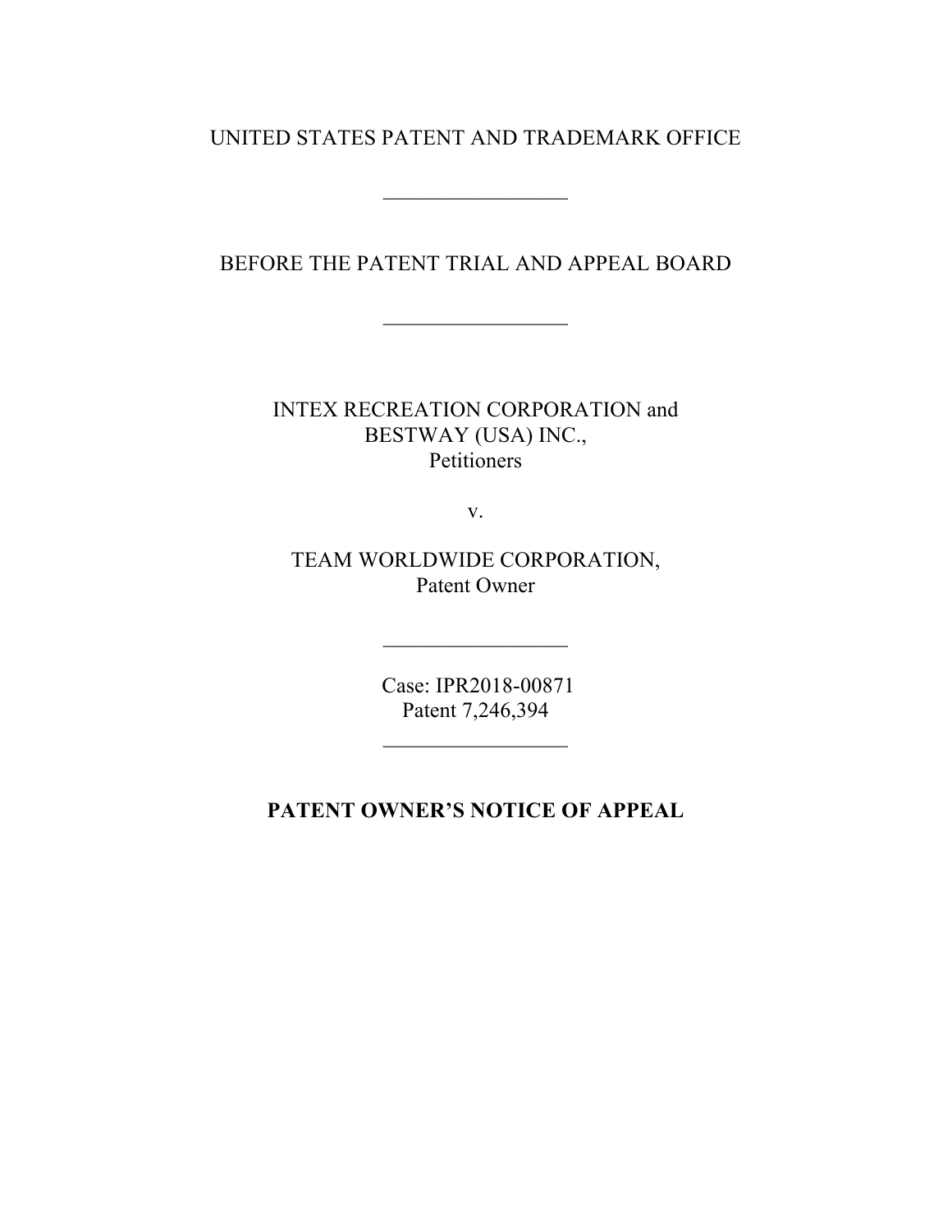UNITED STATES PATENT AND TRADEMARK OFFICE

\_\_\_\_\_\_\_\_\_\_\_\_\_\_\_\_\_

BEFORE THE PATENT TRIAL AND APPEAL BOARD

\_\_\_\_\_\_\_\_\_\_\_\_\_\_\_\_\_

INTEX RECREATION CORPORATION and
BESTWAY (USA) INC.,
Petitioners

v.

TEAM WORLDWIDE CORPORATION,
Patent Owner

\_\_\_\_\_\_\_\_\_\_\_\_\_\_\_\_\_

Case: IPR2018-00871
Patent 7,246,394

\_\_\_\_\_\_\_\_\_\_\_\_\_\_\_\_\_

**PATENT OWNER'S NOTICE OF APPEAL**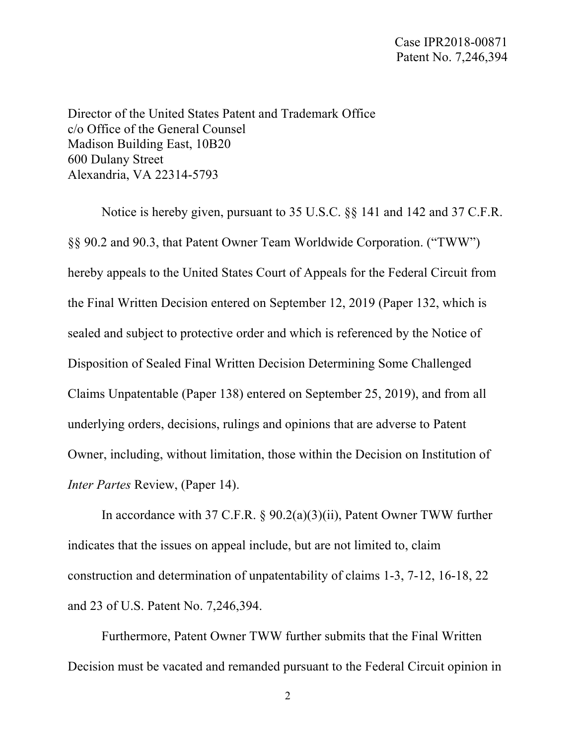Director of the United States Patent and Trademark Office
c/o Office of the General Counsel
Madison Building East, 10B20
600 Dulany Street
Alexandria, VA 22314-5793

Notice is hereby given, pursuant to 35 U.S.C. §§ 141 and 142 and 37 C.F.R. §§ 90.2 and 90.3, that Patent Owner Team Worldwide Corporation. ("TWW") hereby appeals to the United States Court of Appeals for the Federal Circuit from the Final Written Decision entered on September 12, 2019 (Paper 132, which is sealed and subject to protective order and which is referenced by the Notice of Disposition of Sealed Final Written Decision Determining Some Challenged Claims Unpatentable (Paper 138) entered on September 25, 2019), and from all underlying orders, decisions, rulings and opinions that are adverse to Patent Owner, including, without limitation, those within the Decision on Institution of *Inter Partes* Review, (Paper 14).

In accordance with 37 C.F.R. § 90.2(a)(3)(ii), Patent Owner TWW further indicates that the issues on appeal include, but are not limited to, claim construction and determination of unpatentability of claims 1-3, 7-12, 16-18, 22 and 23 of U.S. Patent No. 7,246,394.

Furthermore, Patent Owner TWW further submits that the Final Written Decision must be vacated and remanded pursuant to the Federal Circuit opinion in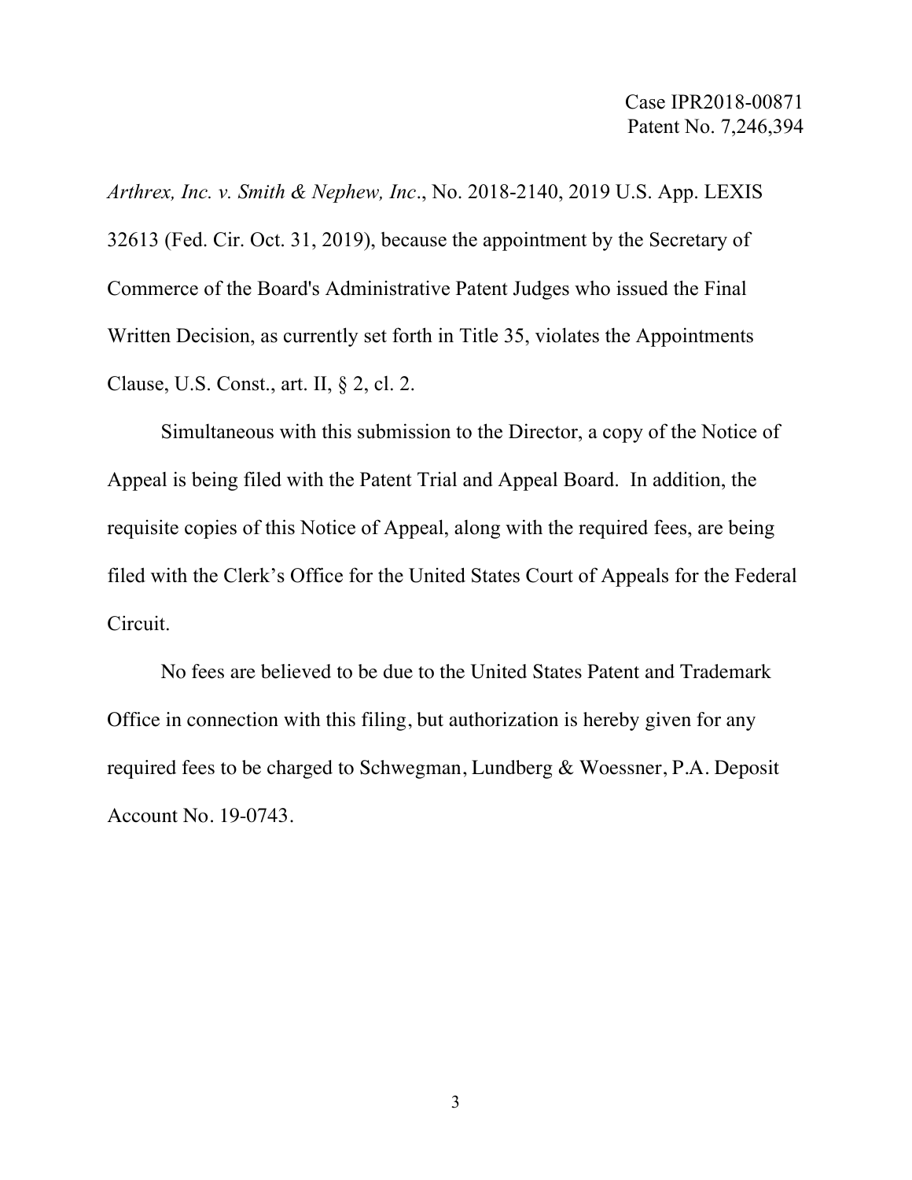*Arthrex, Inc. v. Smith & Nephew, Inc*., No. 2018-2140, 2019 U.S. App. LEXIS 32613 (Fed. Cir. Oct. 31, 2019), because the appointment by the Secretary of Commerce of the Board's Administrative Patent Judges who issued the Final Written Decision, as currently set forth in Title 35, violates the Appointments Clause, U.S. Const., art. II, § 2, cl. 2.

Simultaneous with this submission to the Director, a copy of the Notice of Appeal is being filed with the Patent Trial and Appeal Board. In addition, the requisite copies of this Notice of Appeal, along with the required fees, are being filed with the Clerk's Office for the United States Court of Appeals for the Federal Circuit.

No fees are believed to be due to the United States Patent and Trademark Office in connection with this filing, but authorization is hereby given for any required fees to be charged to Schwegman, Lundberg & Woessner, P.A. Deposit Account No. 19-0743.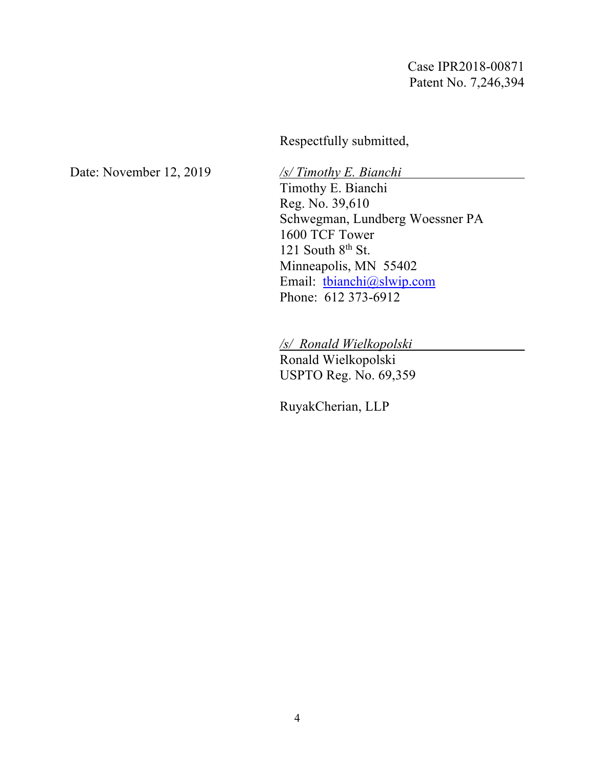Case IPR2018-00871
Patent No. 7,246,394

Respectfully submitted,

Date: November 12, 2019

*/s/ Timothy E. Bianchi*
Timothy E. Bianchi
Reg. No. 39,610
Schwegman, Lundberg Woessner PA
1600 TCF Tower
121 South 8th St.
Minneapolis, MN 55402
Email: tbianchi@slwip.com
Phone: 612 373-6912

*/s/ Ronald Wielkopolski*
Ronald Wielkopolski
USPTO Reg. No. 69,359

RuyakCherian, LLP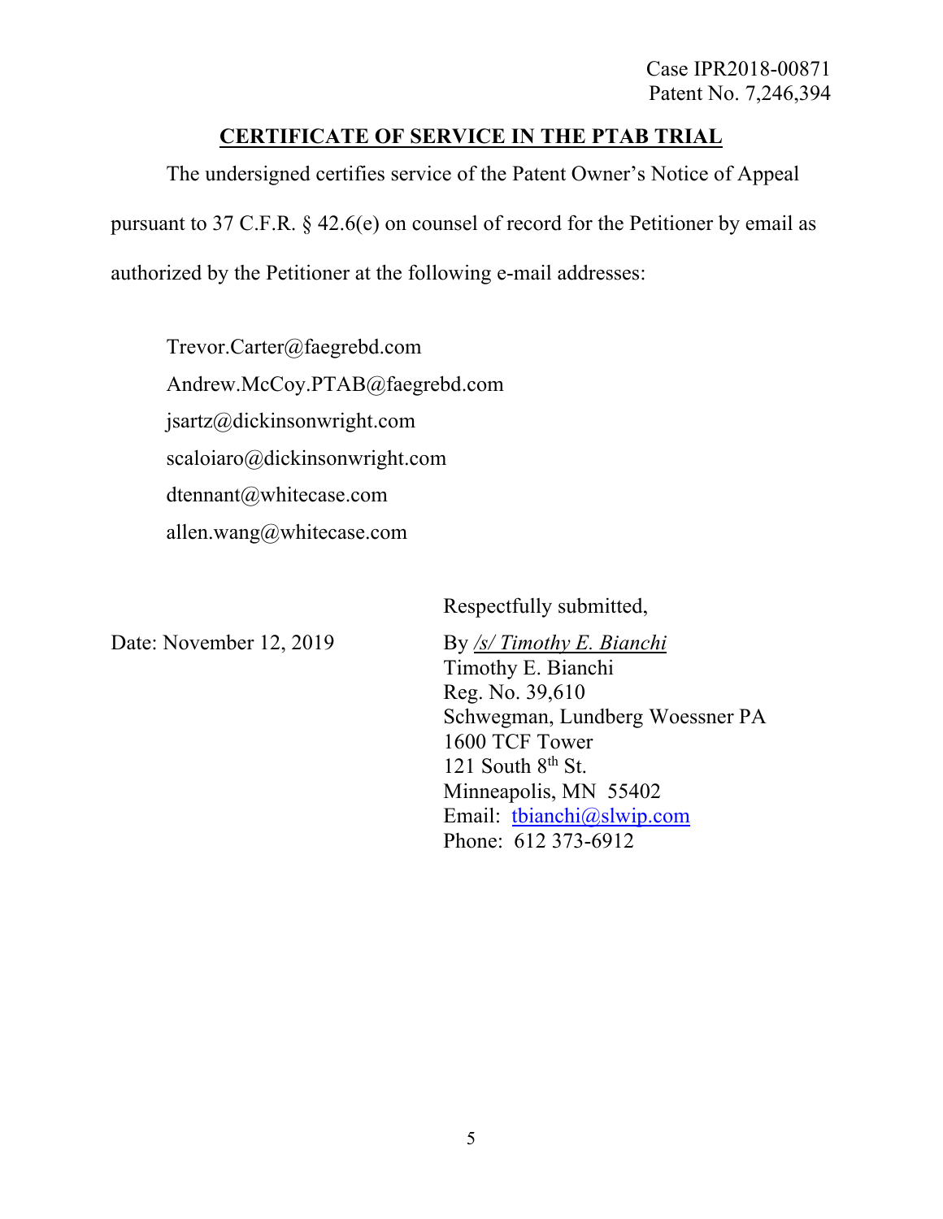Case IPR2018-00871
Patent No. 7,246,394

## CERTIFICATE OF SERVICE IN THE PTAB TRIAL

The undersigned certifies service of the Patent Owner's Notice of Appeal pursuant to 37 C.F.R. § 42.6(e) on counsel of record for the Petitioner by email as authorized by the Petitioner at the following e-mail addresses:

Trevor.Carter@faegrebd.com
Andrew.McCoy.PTAB@faegrebd.com
jsartz@dickinsonwright.com
scaloiaro@dickinsonwright.com
dtennant@whitecase.com
allen.wang@whitecase.com

Respectfully submitted,

Date: November 12, 2019

By */s/ Timothy E. Bianchi*
Timothy E. Bianchi
Reg. No. 39,610
Schwegman, Lundberg Woessner PA
1600 TCF Tower
121 South 8th St.
Minneapolis, MN 55402
Email: tbianchi@slwip.com
Phone: 612 373-6912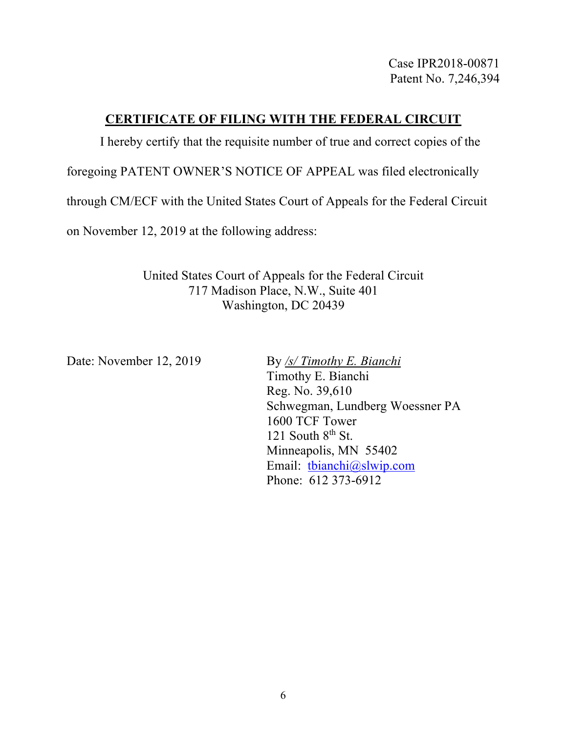Case IPR2018-00871
Patent No. 7,246,394

## CERTIFICATE OF FILING WITH THE FEDERAL CIRCUIT

I hereby certify that the requisite number of true and correct copies of the foregoing PATENT OWNER'S NOTICE OF APPEAL was filed electronically through CM/ECF with the United States Court of Appeals for the Federal Circuit on November 12, 2019 at the following address:

United States Court of Appeals for the Federal Circuit
717 Madison Place, N.W., Suite 401
Washington, DC 20439

Date: November 12, 2019

By */s/ Timothy E. Bianchi*
Timothy E. Bianchi
Reg. No. 39,610
Schwegman, Lundberg Woessner PA
1600 TCF Tower
121 South 8th St.
Minneapolis, MN 55402
Email: tbianchi@slwip.com
Phone: 612 373-6912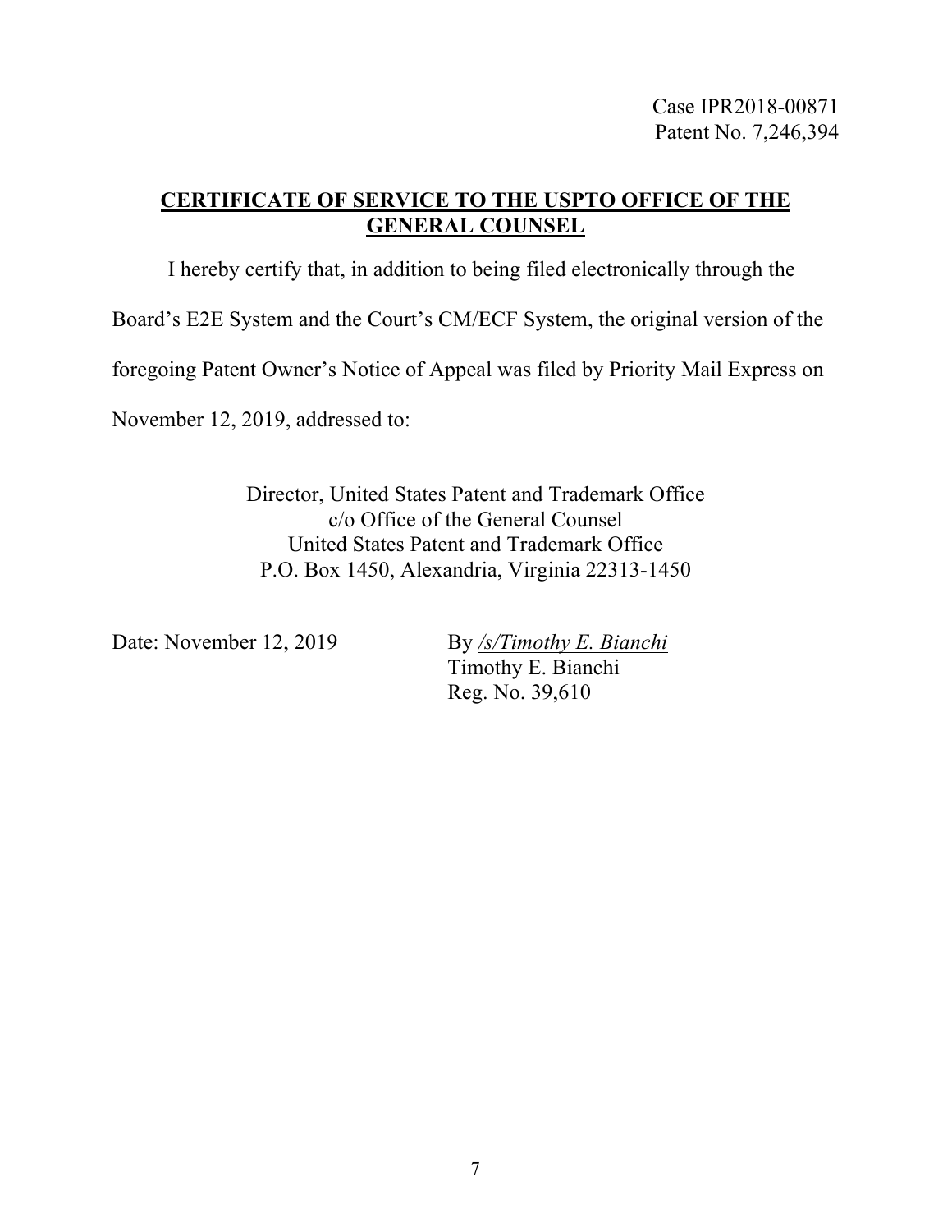Case IPR2018-00871
Patent No. 7,246,394

## **CERTIFICATE OF SERVICE TO THE USPTO OFFICE OF THE GENERAL COUNSEL**

I hereby certify that, in addition to being filed electronically through the Board's E2E System and the Court's CM/ECF System, the original version of the foregoing Patent Owner's Notice of Appeal was filed by Priority Mail Express on November 12, 2019, addressed to:

Director, United States Patent and Trademark Office
c/o Office of the General Counsel
United States Patent and Trademark Office
P.O. Box 1450, Alexandria, Virginia 22313-1450

Date: November 12, 2019

By */s/Timothy E. Bianchi*
Timothy E. Bianchi
Reg. No. 39,610